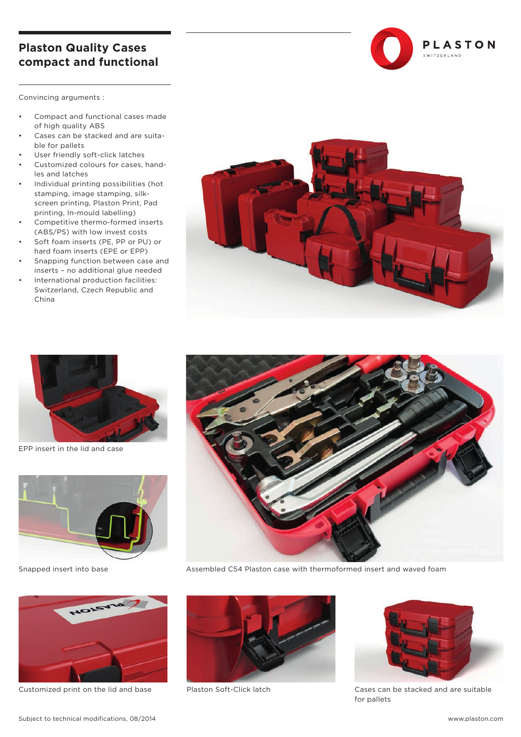# Plaston Quality Cases compact and functional

Convincing arguments :

- Compact and functional cases made of high quality ABS
- Cases can be stacked and are suitable for pallets
- User friendly soft-click latches
- Customized colours for cases, handles and latches
- Individual printing possibilities (hot stamping, image stamping, silkscreen printing, Plaston Print, Pad printing, In-mould labelling)
- Competitive thermo-formed inserts (ABS/PS) with low invest costs
- Soft foam inserts (PE, PP or PU) or hard foam inserts (EPE or EPP)
- Snapping function between case and inserts – no additional glue needed
- International production facilities: Switzerland, Czech Republic and China

EPP insert in the lid and case

Snapped insert into base

Assembled C54 Plaston case with thermoformed insert and waved foam

Customized print on the lid and base

Plaston Soft-Click latch

Cases can be stacked and are suitable for pallets

Subject to technical modifications, 08/2014

www.plaston.com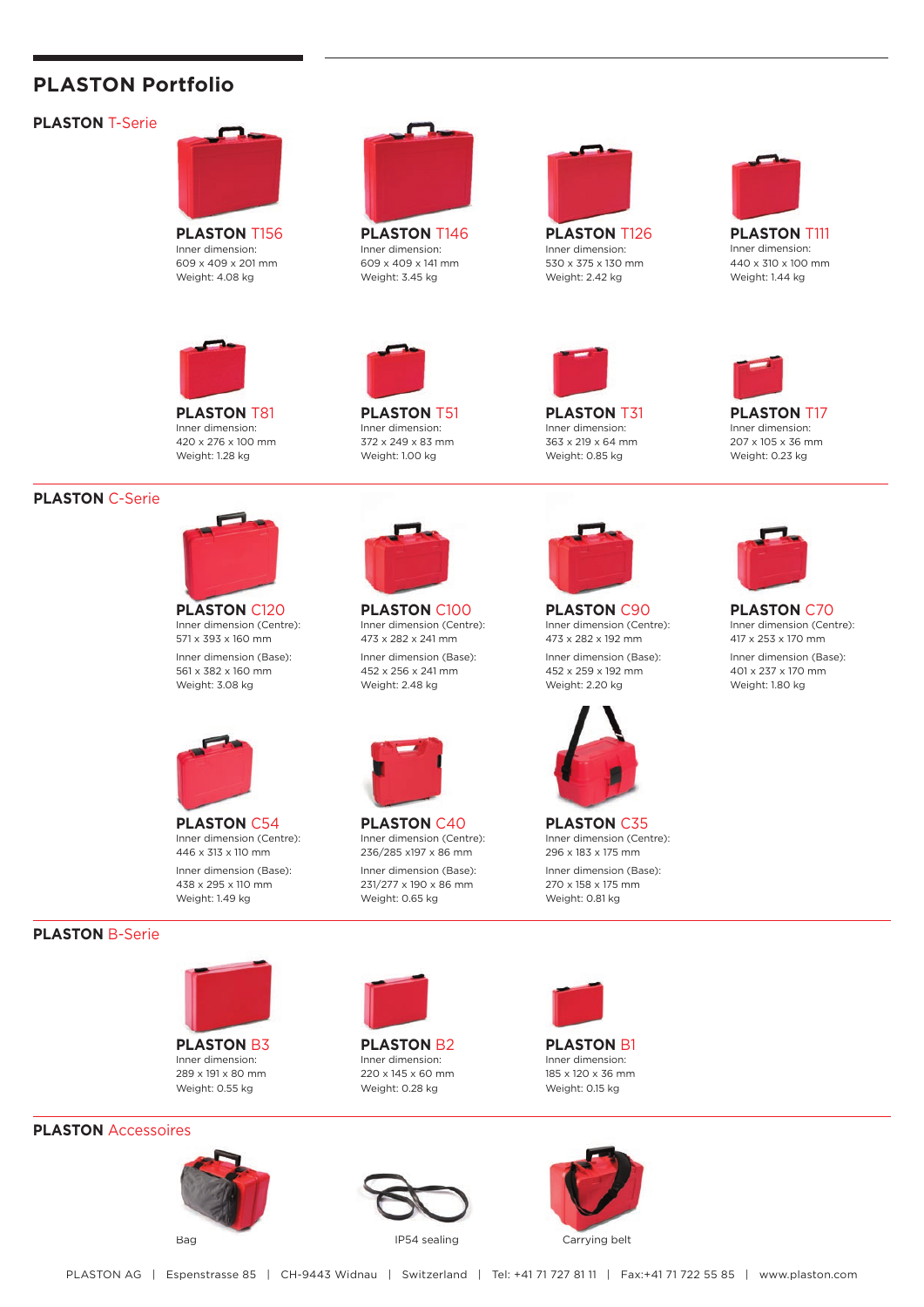# PLASTON Portfolio

## PLASTON T-Serie

**PLASTON T156**
Inner dimension:
609 x 409 x 201 mm
Weight: 4.08 kg

**PLASTON T146**
Inner dimension:
609 x 409 x 141 mm
Weight: 3.45 kg

**PLASTON T126**
Inner dimension:
530 x 375 x 130 mm
Weight: 2.42 kg

**PLASTON T111**
Inner dimension:
440 x 310 x 100 mm
Weight: 1.44 kg

**PLASTON T81**
Inner dimension:
420 x 276 x 100 mm
Weight: 1.28 kg

**PLASTON T51**
Inner dimension:
372 x 249 x 83 mm
Weight: 1.00 kg

**PLASTON T31**
Inner dimension:
363 x 219 x 64 mm
Weight: 0.85 kg

**PLASTON T17**
Inner dimension:
207 x 105 x 36 mm
Weight: 0.23 kg

## PLASTON C-Serie

**PLASTON C120**
Inner dimension (Centre):
571 x 393 x 160 mm
Inner dimension (Base):
561 x 382 x 160 mm
Weight: 3.08 kg

**PLASTON C100**
Inner dimension (Centre):
473 x 282 x 241 mm
Inner dimension (Base):
452 x 256 x 241 mm
Weight: 2.48 kg

**PLASTON C90**
Inner dimension (Centre):
473 x 282 x 192 mm
Inner dimension (Base):
452 x 259 x 192 mm
Weight: 2.20 kg

**PLASTON C70**
Inner dimension (Centre):
417 x 253 x 170 mm
Inner dimension (Base):
401 x 237 x 170 mm
Weight: 1.80 kg

**PLASTON C54**
Inner dimension (Centre):
446 x 313 x 110 mm
Inner dimension (Base):
438 x 295 x 110 mm
Weight: 1.49 kg

**PLASTON C40**
Inner dimension (Centre):
236/285 x197 x 86 mm
Inner dimension (Base):
231/277 x 190 x 86 mm
Weight: 0.65 kg

**PLASTON C35**
Inner dimension (Centre):
296 x 183 x 175 mm
Inner dimension (Base):
270 x 158 x 175 mm
Weight: 0.81 kg

## PLASTON B-Serie

**PLASTON B3**
Inner dimension:
289 x 191 x 80 mm
Weight: 0.55 kg

**PLASTON B2**
Inner dimension:
220 x 145 x 60 mm
Weight: 0.28 kg

**PLASTON B1**
Inner dimension:
185 x 120 x 36 mm
Weight: 0.15 kg

## PLASTON Accessoires

Bag

IP54 sealing

Carrying belt

PLASTON AG | Espenstrasse 85 | CH-9443 Widnau | Switzerland | Tel: +41 71 727 81 11 | Fax:+41 71 722 55 85 | www.plaston.com